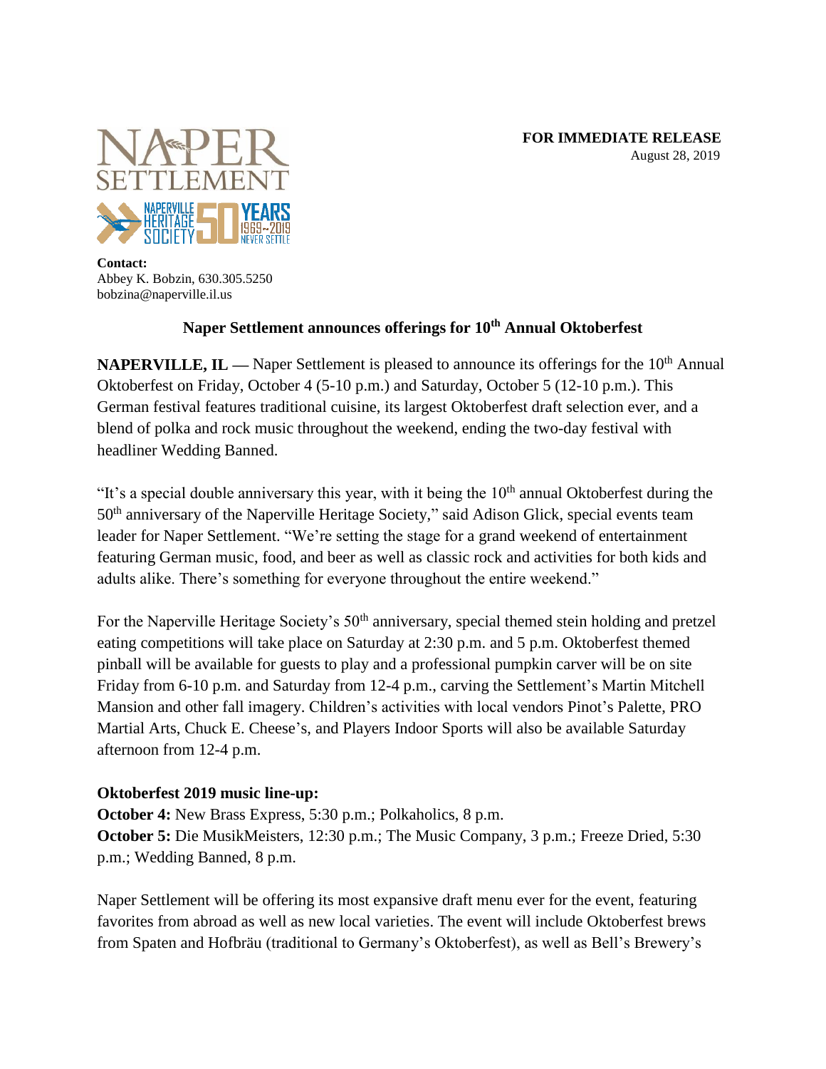**FOR IMMEDIATE RELEASE**
August 28, 2019

**Contact:**
Abbey K. Bobzin, 630.305.5250
bobzina@naperville.il.us

## Naper Settlement announces offerings for 10th Annual Oktoberfest

**NAPERVILLE, IL —** Naper Settlement is pleased to announce its offerings for the 10th Annual Oktoberfest on Friday, October 4 (5-10 p.m.) and Saturday, October 5 (12-10 p.m.). This German festival features traditional cuisine, its largest Oktoberfest draft selection ever, and a blend of polka and rock music throughout the weekend, ending the two-day festival with headliner Wedding Banned.

"It's a special double anniversary this year, with it being the 10th annual Oktoberfest during the 50th anniversary of the Naperville Heritage Society," said Adison Glick, special events team leader for Naper Settlement. "We're setting the stage for a grand weekend of entertainment featuring German music, food, and beer as well as classic rock and activities for both kids and adults alike. There's something for everyone throughout the entire weekend."

For the Naperville Heritage Society's 50th anniversary, special themed stein holding and pretzel eating competitions will take place on Saturday at 2:30 p.m. and 5 p.m. Oktoberfest themed pinball will be available for guests to play and a professional pumpkin carver will be on site Friday from 6-10 p.m. and Saturday from 12-4 p.m., carving the Settlement's Martin Mitchell Mansion and other fall imagery. Children's activities with local vendors Pinot's Palette, PRO Martial Arts, Chuck E. Cheese's, and Players Indoor Sports will also be available Saturday afternoon from 12-4 p.m.

**Oktoberfest 2019 music line-up:**
**October 4:** New Brass Express, 5:30 p.m.; Polkaholics, 8 p.m.
**October 5:** Die MusikMeisters, 12:30 p.m.; The Music Company, 3 p.m.; Freeze Dried, 5:30 p.m.; Wedding Banned, 8 p.m.

Naper Settlement will be offering its most expansive draft menu ever for the event, featuring favorites from abroad as well as new local varieties. The event will include Oktoberfest brews from Spaten and Hofbräu (traditional to Germany's Oktoberfest), as well as Bell's Brewery's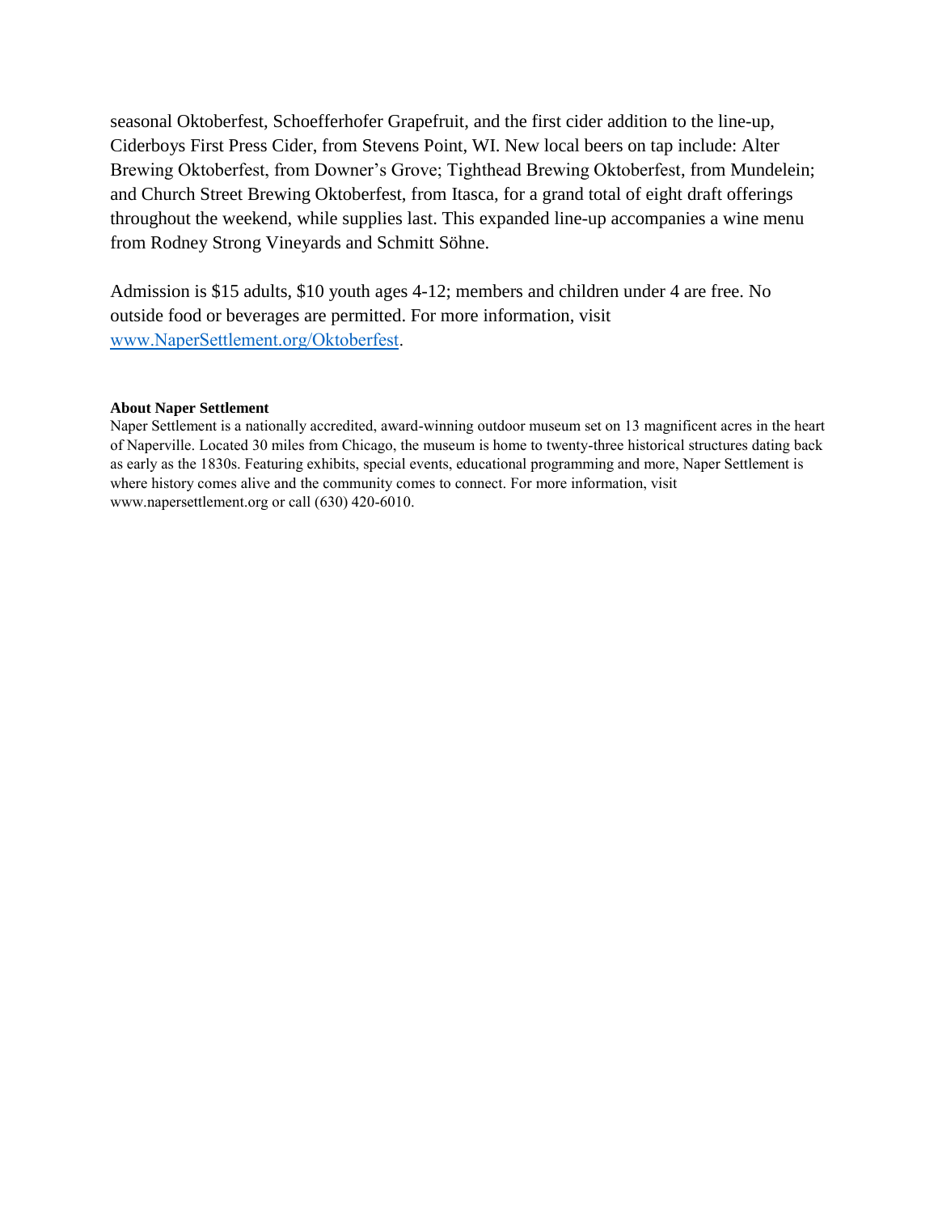seasonal Oktoberfest, Schoefferhofer Grapefruit, and the first cider addition to the line-up, Ciderboys First Press Cider, from Stevens Point, WI. New local beers on tap include: Alter Brewing Oktoberfest, from Downer's Grove; Tighthead Brewing Oktoberfest, from Mundelein; and Church Street Brewing Oktoberfest, from Itasca, for a grand total of eight draft offerings throughout the weekend, while supplies last. This expanded line-up accompanies a wine menu from Rodney Strong Vineyards and Schmitt Söhne.

Admission is $15 adults, $10 youth ages 4-12; members and children under 4 are free. No outside food or beverages are permitted. For more information, visit [www.NaperSettlement.org/Oktoberfest](http://www.NaperSettlement.org/Oktoberfest).

**About Naper Settlement**

Naper Settlement is a nationally accredited, award-winning outdoor museum set on 13 magnificent acres in the heart of Naperville. Located 30 miles from Chicago, the museum is home to twenty-three historical structures dating back as early as the 1830s. Featuring exhibits, special events, educational programming and more, Naper Settlement is where history comes alive and the community comes to connect. For more information, visit www.napersettlement.org or call (630) 420-6010.